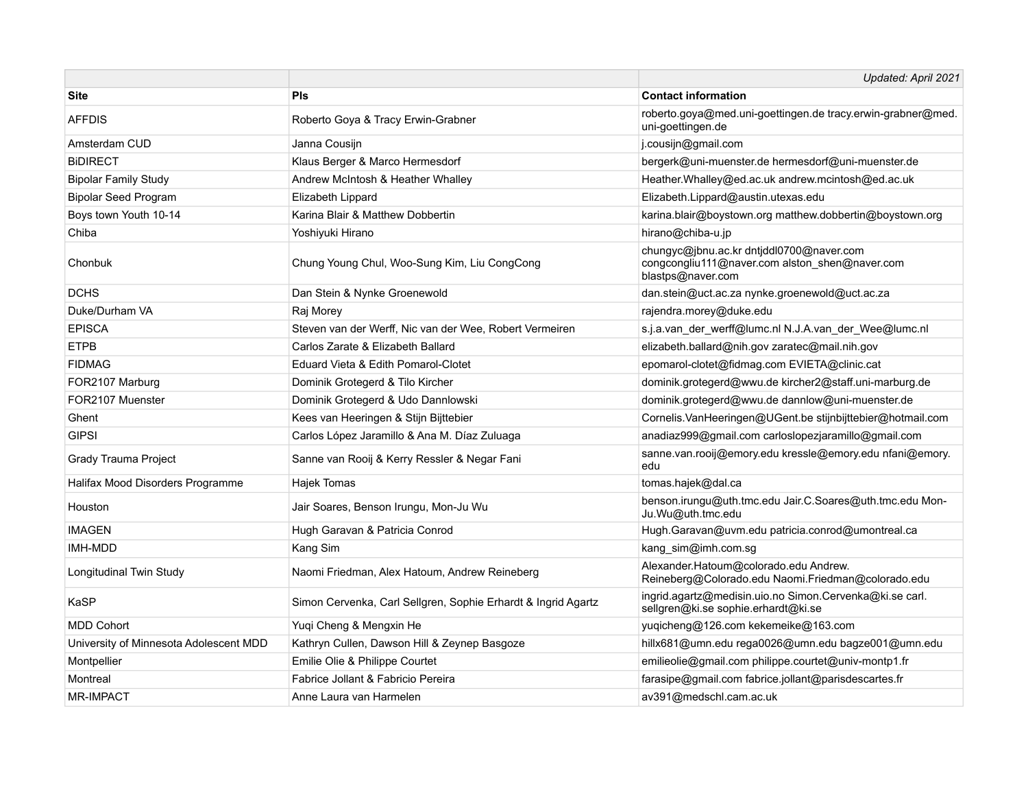| | | *Updated: April 2021* |
|---|---|---|
| **Site** | **PIs** | **Contact information** |
| AFFDIS | Roberto Goya & Tracy Erwin-Grabner | roberto.goya@med.uni-goettingen.de tracy.erwin-grabner@med.uni-goettingen.de |
| Amsterdam CUD | Janna Cousijn | j.cousijn@gmail.com |
| BiDIRECT | Klaus Berger & Marco Hermesdorf | bergerk@uni-muenster.de hermesdorf@uni-muenster.de |
| Bipolar Family Study | Andrew McIntosh & Heather Whalley | Heather.Whalley@ed.ac.uk andrew.mcintosh@ed.ac.uk |
| Bipolar Seed Program | Elizabeth Lippard | Elizabeth.Lippard@austin.utexas.edu |
| Boys town Youth 10-14 | Karina Blair & Matthew Dobbertin | karina.blair@boystown.org matthew.dobbertin@boystown.org |
| Chiba | Yoshiyuki Hirano | hirano@chiba-u.jp |
| Chonbuk | Chung Young Chul, Woo-Sung Kim, Liu CongCong | chungyc@jbnu.ac.kr dntjddl0700@naver.com congcongliu111@naver.com alston_shen@naver.com blastps@naver.com |
| DCHS | Dan Stein & Nynke Groenewold | dan.stein@uct.ac.za nynke.groenewold@uct.ac.za |
| Duke/Durham VA | Raj Morey | rajendra.morey@duke.edu |
| EPISCA | Steven van der Werff, Nic van der Wee, Robert Vermeiren | s.j.a.van_der_werff@lumc.nl N.J.A.van_der_Wee@lumc.nl |
| ETPB | Carlos Zarate & Elizabeth Ballard | elizabeth.ballard@nih.gov zaratec@mail.nih.gov |
| FIDMAG | Eduard Vieta & Edith Pomarol-Clotet | epomarol-clotet@fidmag.com EVIETA@clinic.cat |
| FOR2107 Marburg | Dominik Grotegerd & Tilo Kircher | dominik.grotegerd@wwu.de kircher2@staff.uni-marburg.de |
| FOR2107 Muenster | Dominik Grotegerd & Udo Dannlowski | dominik.grotegerd@wwu.de dannlow@uni-muenster.de |
| Ghent | Kees van Heeringen & Stijn Bijttebier | Cornelis.VanHeeringen@UGent.be stijnbijttebier@hotmail.com |
| GIPSI | Carlos López Jaramillo & Ana M. Díaz Zuluaga | anadiaz999@gmail.com carloslopezjaramillo@gmail.com |
| Grady Trauma Project | Sanne van Rooij & Kerry Ressler & Negar Fani | sanne.van.rooij@emory.edu kressle@emory.edu nfani@emory.edu |
| Halifax Mood Disorders Programme | Hajek Tomas | tomas.hajek@dal.ca |
| Houston | Jair Soares, Benson Irungu, Mon-Ju Wu | benson.irungu@uth.tmc.edu Jair.C.Soares@uth.tmc.edu Mon-Ju.Wu@uth.tmc.edu |
| IMAGEN | Hugh Garavan & Patricia Conrod | Hugh.Garavan@uvm.edu patricia.conrod@umontreal.ca |
| IMH-MDD | Kang Sim | kang_sim@imh.com.sg |
| Longitudinal Twin Study | Naomi Friedman, Alex Hatoum, Andrew Reineberg | Alexander.Hatoum@colorado.edu Andrew.Reineberg@Colorado.edu Naomi.Friedman@colorado.edu |
| KaSP | Simon Cervenka, Carl Sellgren, Sophie Erhardt & Ingrid Agartz | ingrid.agartz@medisin.uio.no Simon.Cervenka@ki.se carl.sellgren@ki.se sophie.erhardt@ki.se |
| MDD Cohort | Yuqi Cheng & Mengxin He | yuqicheng@126.com kekemeike@163.com |
| University of Minnesota Adolescent MDD | Kathryn Cullen, Dawson Hill & Zeynep Basgoze | hillx681@umn.edu rega0026@umn.edu bagze001@umn.edu |
| Montpellier | Emilie Olie & Philippe Courtet | emilieolie@gmail.com philippe.courtet@univ-montp1.fr |
| Montreal | Fabrice Jollant & Fabricio Pereira | farasipe@gmail.com fabrice.jollant@parisdescartes.fr |
| MR-IMPACT | Anne Laura van Harmelen | av391@medschl.cam.ac.uk |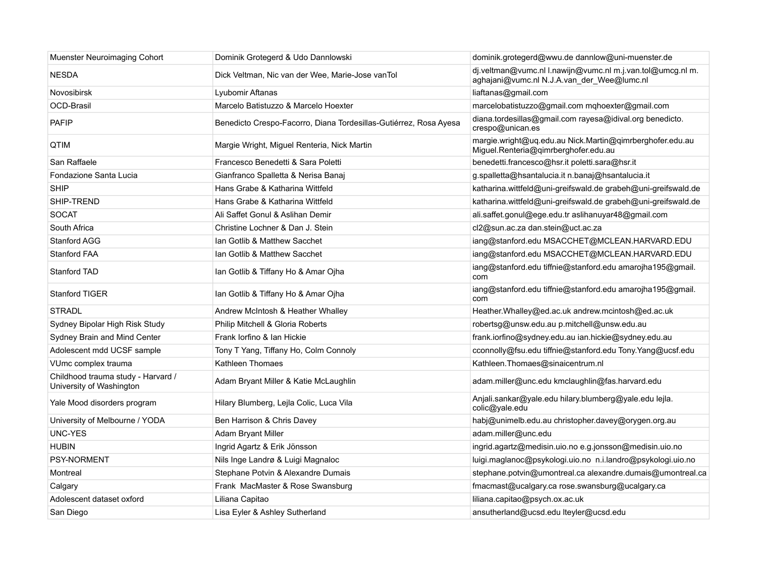| | | |
|---|---|---|
| Muenster Neuroimaging Cohort | Dominik Grotegerd & Udo Dannlowski | dominik.grotegerd@wwu.de dannlow@uni-muenster.de |
| NESDA | Dick Veltman, Nic van der Wee, Marie-Jose vanTol | dj.veltman@vumc.nl l.nawijn@vumc.nl m.j.van.tol@umcg.nl m.aghajani@vumc.nl N.J.A.van_der_Wee@lumc.nl |
| Novosibirsk | Lyubomir Aftanas | liaftanas@gmail.com |
| OCD-Brasil | Marcelo Batistuzzo & Marcelo Hoexter | marcelobatistuzzo@gmail.com mqhoexter@gmail.com |
| PAFIP | Benedicto Crespo-Facorro, Diana Tordesillas-Gutiérrez, Rosa Ayesa | diana.tordesillas@gmail.com rayesa@idival.org benedicto.crespo@unican.es |
| QTIM | Margie Wright, Miguel Renteria, Nick Martin | margie.wright@uq.edu.au Nick.Martin@qimrberghofer.edu.au Miguel.Renteria@qimrberghofer.edu.au |
| San Raffaele | Francesco Benedetti & Sara Poletti | benedetti.francesco@hsr.it poletti.sara@hsr.it |
| Fondazione Santa Lucia | Gianfranco Spalletta & Nerisa Banaj | g.spalletta@hsantalucia.it n.banaj@hsantalucia.it |
| SHIP | Hans Grabe & Katharina Wittfeld | katharina.wittfeld@uni-greifswald.de grabeh@uni-greifswald.de |
| SHIP-TREND | Hans Grabe & Katharina Wittfeld | katharina.wittfeld@uni-greifswald.de grabeh@uni-greifswald.de |
| SOCAT | Ali Saffet Gonul & Aslihan Demir | ali.saffet.gonul@ege.edu.tr aslihanuyar48@gmail.com |
| South Africa | Christine Lochner & Dan J. Stein | cl2@sun.ac.za dan.stein@uct.ac.za |
| Stanford AGG | Ian Gotlib & Matthew Sacchet | iang@stanford.edu MSACCHET@MCLEAN.HARVARD.EDU |
| Stanford FAA | Ian Gotlib & Matthew Sacchet | iang@stanford.edu MSACCHET@MCLEAN.HARVARD.EDU |
| Stanford TAD | Ian Gotlib & Tiffany Ho & Amar Ojha | iang@stanford.edu tiffnie@stanford.edu amarojha195@gmail.com |
| Stanford TIGER | Ian Gotlib & Tiffany Ho & Amar Ojha | iang@stanford.edu tiffnie@stanford.edu amarojha195@gmail.com |
| STRADL | Andrew McIntosh & Heather Whalley | Heather.Whalley@ed.ac.uk andrew.mcintosh@ed.ac.uk |
| Sydney Bipolar High Risk Study | Philip Mitchell & Gloria Roberts | robertsg@unsw.edu.au p.mitchell@unsw.edu.au |
| Sydney Brain and Mind Center | Frank Iorfino & Ian Hickie | frank.iorfino@sydney.edu.au ian.hickie@sydney.edu.au |
| Adolescent mdd UCSF sample | Tony T Yang, Tiffany Ho, Colm Connoly | cconnolly@fsu.edu tiffnie@stanford.edu Tony.Yang@ucsf.edu |
| VUmc complex trauma | Kathleen Thomaes | Kathleen.Thomaes@sinaicentrum.nl |
| Childhood trauma study - Harvard / University of Washington | Adam Bryant Miller & Katie McLaughlin | adam.miller@unc.edu kmclaughlin@fas.harvard.edu |
| Yale Mood disorders program | Hilary Blumberg, Lejla Colic, Luca Vila | Anjali.sankar@yale.edu hilary.blumberg@yale.edu lejla.colic@yale.edu |
| University of Melbourne / YODA | Ben Harrison & Chris Davey | habj@unimelb.edu.au christopher.davey@orygen.org.au |
| UNC-YES | Adam Bryant Miller | adam.miller@unc.edu |
| HUBIN | Ingrid Agartz & Erik Jönsson | ingrid.agartz@medisin.uio.no e.g.jonsson@medisin.uio.no |
| PSY-NORMENT | Nils Inge Landrø & Luigi Magnaloc | luigi.maglanoc@psykologi.uio.no n.i.landro@psykologi.uio.no |
| Montreal | Stephane Potvin & Alexandre Dumais | stephane.potvin@umontreal.ca alexandre.dumais@umontreal.ca |
| Calgary | Frank MacMaster & Rose Swansburg | fmacmast@ucalgary.ca rose.swansburg@ucalgary.ca |
| Adolescent dataset oxford | Liliana Capitao | liliana.capitao@psych.ox.ac.uk |
| San Diego | Lisa Eyler & Ashley Sutherland | ansutherland@ucsd.edu lteyler@ucsd.edu |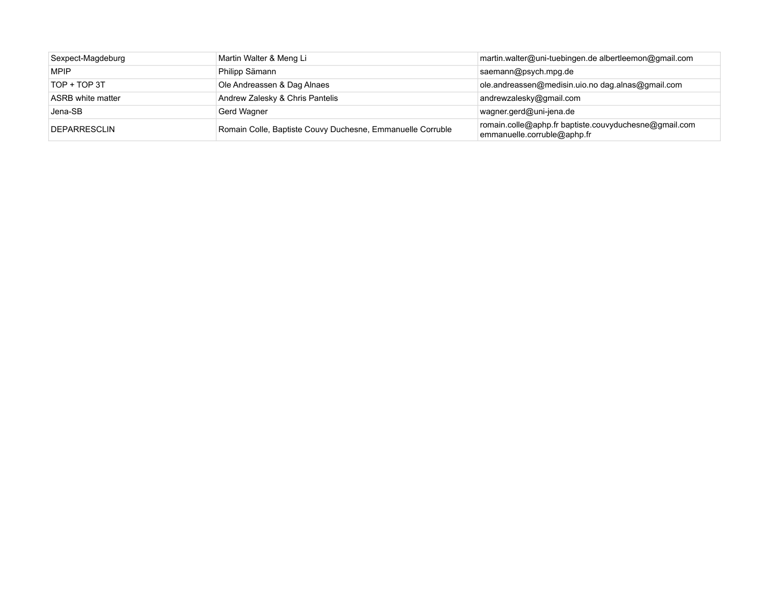| | | |
|---|---|---|
| Sexpect-Magdeburg | Martin Walter & Meng Li | martin.walter@uni-tuebingen.de albertleemon@gmail.com |
| MPIP | Philipp Sämann | saemann@psych.mpg.de |
| TOP + TOP 3T | Ole Andreassen & Dag Alnaes | ole.andreassen@medisin.uio.no dag.alnas@gmail.com |
| ASRB white matter | Andrew Zalesky & Chris Pantelis | andrewzalesky@gmail.com |
| Jena-SB | Gerd Wagner | wagner.gerd@uni-jena.de |
| DEPARRESCLIN | Romain Colle, Baptiste Couvy Duchesne, Emmanuelle Corruble | romain.colle@aphp.fr baptiste.couvyduchesne@gmail.com emmanuelle.corruble@aphp.fr |